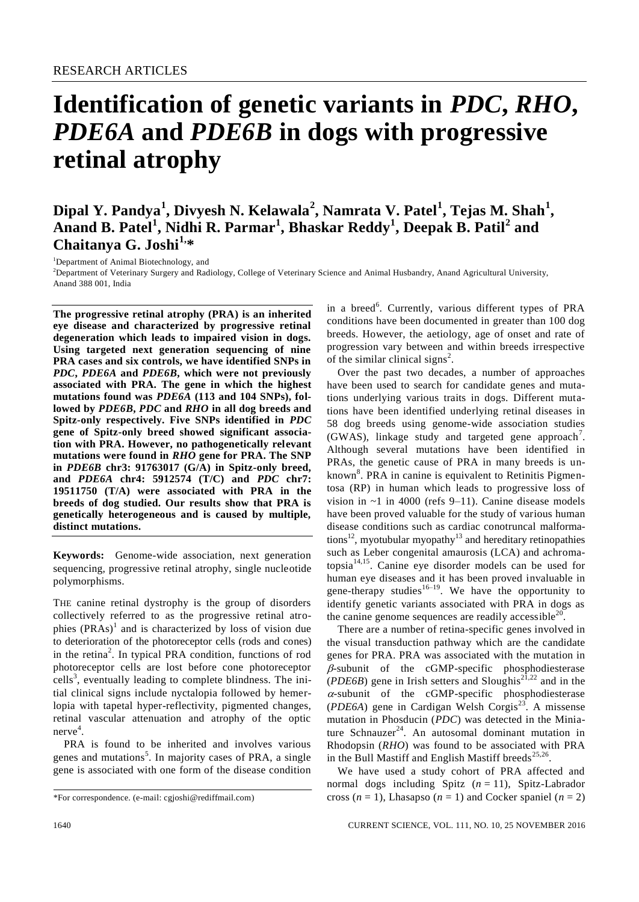RESEARCH ARTICLES

# Identification of genetic variants in *PDC*, *RHO*, *PDE6A* and *PDE6B* in dogs with progressive retinal atrophy

**Dipal Y. Pandya[1], Divyesh N. Kelawala[2], Namrata V. Patel[1], Tejas M. Shah[1], Anand B. Patel[1], Nidhi R. Parmar[1], Bhaskar Reddy[1], Deepak B. Patil[2] and Chaitanya G. Joshi[1,*]**

[1]Department of Animal Biotechnology, and

[2]Department of Veterinary Surgery and Radiology, College of Veterinary Science and Animal Husbandry, Anand Agricultural University, Anand 388 001, India

**The progressive retinal atrophy (PRA) is an inherited eye disease and characterized by progressive retinal degeneration which leads to impaired vision in dogs. Using targeted next generation sequencing of nine PRA cases and six controls, we have identified SNPs in *PDC*, *PDE6A* and *PDE6B*, which were not previously associated with PRA. The gene in which the highest mutations found was *PDE6A* (113 and 104 SNPs), followed by *PDE6B*, *PDC* and *RHO* in all dog breeds and Spitz-only respectively. Five SNPs identified in *PDC* gene of Spitz-only breed showed significant association with PRA. However, no pathogenetically relevant mutations were found in *RHO* gene for PRA. The SNP in *PDE6B* chr3: 91763017 (G/A) in Spitz-only breed, and *PDE6A* chr4: 5912574 (T/C) and *PDC* chr7: 19511750 (T/A) were associated with PRA in the breeds of dog studied. Our results show that PRA is genetically heterogeneous and is caused by multiple, distinct mutations.**

**Keywords:** Genome-wide association, next generation sequencing, progressive retinal atrophy, single nucleotide polymorphisms.

THE canine retinal dystrophy is the group of disorders collectively referred to as the progressive retinal atrophies (PRAs)[1] and is characterized by loss of vision due to deterioration of the photoreceptor cells (rods and cones) in the retina[2]. In typical PRA condition, functions of rod photoreceptor cells are lost before cone photoreceptor cells[3], eventually leading to complete blindness. The initial clinical signs include nyctalopia followed by hemerlopia with tapetal hyper-reflectivity, pigmented changes, retinal vascular attenuation and atrophy of the optic nerve[4].

PRA is found to be inherited and involves various genes and mutations[5]. In majority cases of PRA, a single gene is associated with one form of the disease condition in a breed[6]. Currently, various different types of PRA conditions have been documented in greater than 100 dog breeds. However, the aetiology, age of onset and rate of progression vary between and within breeds irrespective of the similar clinical signs[2].

Over the past two decades, a number of approaches have been used to search for candidate genes and mutations underlying various traits in dogs. Different mutations have been identified underlying retinal diseases in 58 dog breeds using genome-wide association studies (GWAS), linkage study and targeted gene approach[7]. Although several mutations have been identified in PRAs, the genetic cause of PRA in many breeds is unknown[8]. PRA in canine is equivalent to Retinitis Pigmentosa (RP) in human which leads to progressive loss of vision in ~1 in 4000 (refs 9–11). Canine disease models have been proved valuable for the study of various human disease conditions such as cardiac conotruncal malformations[12], myotubular myopathy[13] and hereditary retinopathies such as Leber congenital amaurosis (LCA) and achromatopsia[14,15]. Canine eye disorder models can be used for human eye diseases and it has been proved invaluable in gene-therapy studies[16–19]. We have the opportunity to identify genetic variants associated with PRA in dogs as the canine genome sequences are readily accessible[20].

There are a number of retina-specific genes involved in the visual transduction pathway which are the candidate genes for PRA. PRA was associated with the mutation in $\beta$-subunit of the cGMP-specific phosphodiesterase (*PDE6B*) gene in Irish setters and Sloughis[21,22] and in the $\alpha$-subunit of the cGMP-specific phosphodiesterase (*PDE6A*) gene in Cardigan Welsh Corgis[23]. A missense mutation in Phosducin (*PDC*) was detected in the Miniature Schnauzer[24]. An autosomal dominant mutation in Rhodopsin (*RHO*) was found to be associated with PRA in the Bull Mastiff and English Mastiff breeds[25,26].

We have used a study cohort of PRA affected and normal dogs including Spitz ($n = 11$), Spitz-Labrador cross ($n = 1$), Lhasapso ($n = 1$) and Cocker spaniel ($n = 2$)

*For correspondence. (e-mail: cgjoshi@rediffmail.com)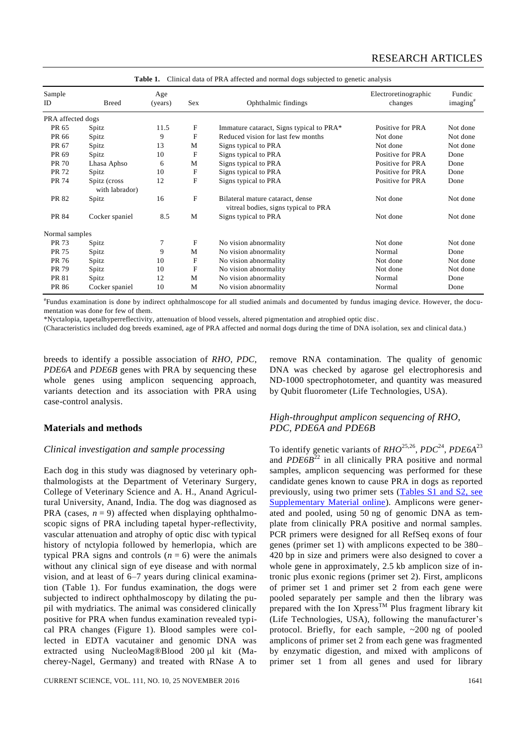**Table 1.** Clinical data of PRA affected and normal dogs subjected to genetic analysis

| Sample ID | Breed | Age (years) | Sex | Ophthalmic findings | Electroretinographic changes | Fundic imaging[#] |
|---|---|---|---|---|---|---|
| PRA affected dogs | | | | | | |
| PR 65 | Spitz | 11.5 | F | Immature cataract, Signs typical to PRA* | Positive for PRA | Not done |
| PR 66 | Spitz | 9 | F | Reduced vision for last few months | Not done | Not done |
| PR 67 | Spitz | 13 | M | Signs typical to PRA | Not done | Not done |
| PR 69 | Spitz | 10 | F | Signs typical to PRA | Positive for PRA | Done |
| PR 70 | Lhasa Aphso | 6 | M | Signs typical to PRA | Positive for PRA | Done |
| PR 72 | Spitz | 10 | F | Signs typical to PRA | Positive for PRA | Done |
| PR 74 | Spitz (cross with labrador) | 12 | F | Signs typical to PRA | Positive for PRA | Done |
| PR 82 | Spitz | 16 | F | Bilateral mature cataract, dense vitreal bodies, signs typical to PRA | Not done | Not done |
| PR 84 | Cocker spaniel | 8.5 | M | Signs typical to PRA | Not done | Not done |
| Normal samples | | | | | | |
| PR 73 | Spitz | 7 | F | No vision abnormality | Not done | Not done |
| PR 75 | Spitz | 9 | M | No vision abnormality | Normal | Done |
| PR 76 | Spitz | 10 | F | No vision abnormality | Not done | Not done |
| PR 79 | Spitz | 10 | F | No vision abnormality | Not done | Not done |
| PR 81 | Spitz | 12 | M | No vision abnormality | Normal | Done |
| PR 86 | Cocker spaniel | 10 | M | No vision abnormality | Normal | Done |

[#]Fundus examination is done by indirect ophthalmoscope for all studied animals and documented by fundus imaging device. However, the documentation was done for few of them.

*Nyctalopia, tapetalhyperreflectivity, attenuation of blood vessels, altered pigmentation and atrophied optic disc.

(Characteristics included dog breeds examined, age of PRA affected and normal dogs during the time of DNA isolation, sex and clinical data.)

breeds to identify a possible association of *RHO*, *PDC*, *PDE6A* and *PDE6B* genes with PRA by sequencing these whole genes using amplicon sequencing approach, variants detection and its association with PRA using case-control analysis.

## Materials and methods

### *Clinical investigation and sample processing*

Each dog in this study was diagnosed by veterinary ophthalmologists at the Department of Veterinary Surgery, College of Veterinary Science and A. H., Anand Agricultural University, Anand, India. The dog was diagnosed as PRA (cases, $n = 9$) affected when displaying ophthalmoscopic signs of PRA including tapetal hyper-reflectivity, vascular attenuation and atrophy of optic disc with typical history of nctylopia followed by hemerlopia, which are typical PRA signs and controls ($n = 6$) were the animals without any clinical sign of eye disease and with normal vision, and at least of 6–7 years during clinical examination (Table 1). For fundus examination, the dogs were subjected to indirect ophthalmoscopy by dilating the pupil with mydriatics. The animal was considered clinically positive for PRA when fundus examination revealed typical PRA changes (Figure 1). Blood samples were collected in EDTA vacutainer and genomic DNA was extracted using NucleoMag®Blood 200 μl kit (Macherey-Nagel, Germany) and treated with RNase A to remove RNA contamination. The quality of genomic DNA was checked by agarose gel electrophoresis and ND-1000 spectrophotometer, and quantity was measured by Qubit fluorometer (Life Technologies, USA).

### *High-throughput amplicon sequencing of RHO, PDC, PDE6A and PDE6B*

To identify genetic variants of *RHO*[25,26], *PDC*[24], *PDE6A*[23] and *PDE6B*[22] in all clinically PRA positive and normal samples, amplicon sequencing was performed for these candidate genes known to cause PRA in dogs as reported previously, using two primer sets (Tables S1 and S2, see Supplementary Material online). Amplicons were generated and pooled, using 50 ng of genomic DNA as template from clinically PRA positive and normal samples. PCR primers were designed for all RefSeq exons of four genes (primer set 1) with amplicons expected to be 380–420 bp in size and primers were also designed to cover a whole gene in approximately, 2.5 kb amplicon size of intronic plus exonic regions (primer set 2). First, amplicons of primer set 1 and primer set 2 from each gene were pooled separately per sample and then the library was prepared with the Ion Xpress™ Plus fragment library kit (Life Technologies, USA), following the manufacturer's protocol. Briefly, for each sample, ~200 ng of pooled amplicons of primer set 2 from each gene was fragmented by enzymatic digestion, and mixed with amplicons of primer set 1 from all genes and used for library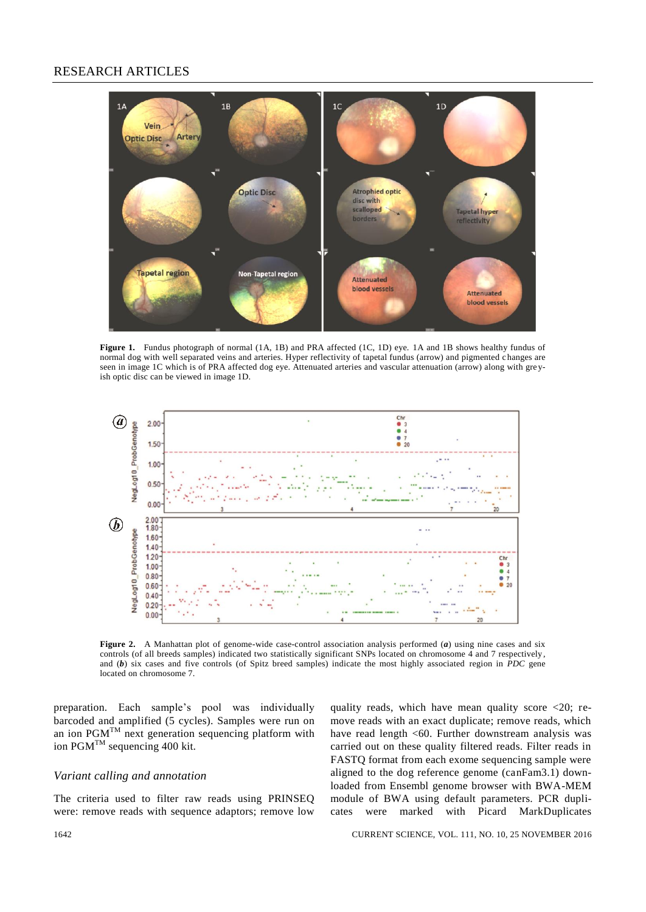**Figure 1.** Fundus photograph of normal (1A, 1B) and PRA affected (1C, 1D) eye. 1A and 1B shows healthy fundus of normal dog with well separated veins and arteries. Hyper reflectivity of tapetal fundus (arrow) and pigmented changes are seen in image 1C which is of PRA affected dog eye. Attenuated arteries and vascular attenuation (arrow) along with greyish optic disc can be viewed in image 1D.

**Figure 2.** A Manhattan plot of genome-wide case-control association analysis performed (***a***) using nine cases and six controls (of all breeds samples) indicated two statistically significant SNPs located on chromosome 4 and 7 respectively, and (***b***) six cases and five controls (of Spitz breed samples) indicate the most highly associated region in *PDC* gene located on chromosome 7.

preparation. Each sample's pool was individually barcoded and amplified (5 cycles). Samples were run on an ion PGM™ next generation sequencing platform with ion PGM™ sequencing 400 kit.

### *Variant calling and annotation*

The criteria used to filter raw reads using PRINSEQ were: remove reads with sequence adaptors; remove low quality reads, which have mean quality score <20; remove reads with an exact duplicate; remove reads, which have read length <60. Further downstream analysis was carried out on these quality filtered reads. Filter reads in FASTQ format from each exome sequencing sample were aligned to the dog reference genome (canFam3.1) downloaded from Ensembl genome browser with BWA-MEM module of BWA using default parameters. PCR duplicates were marked with Picard MarkDuplicates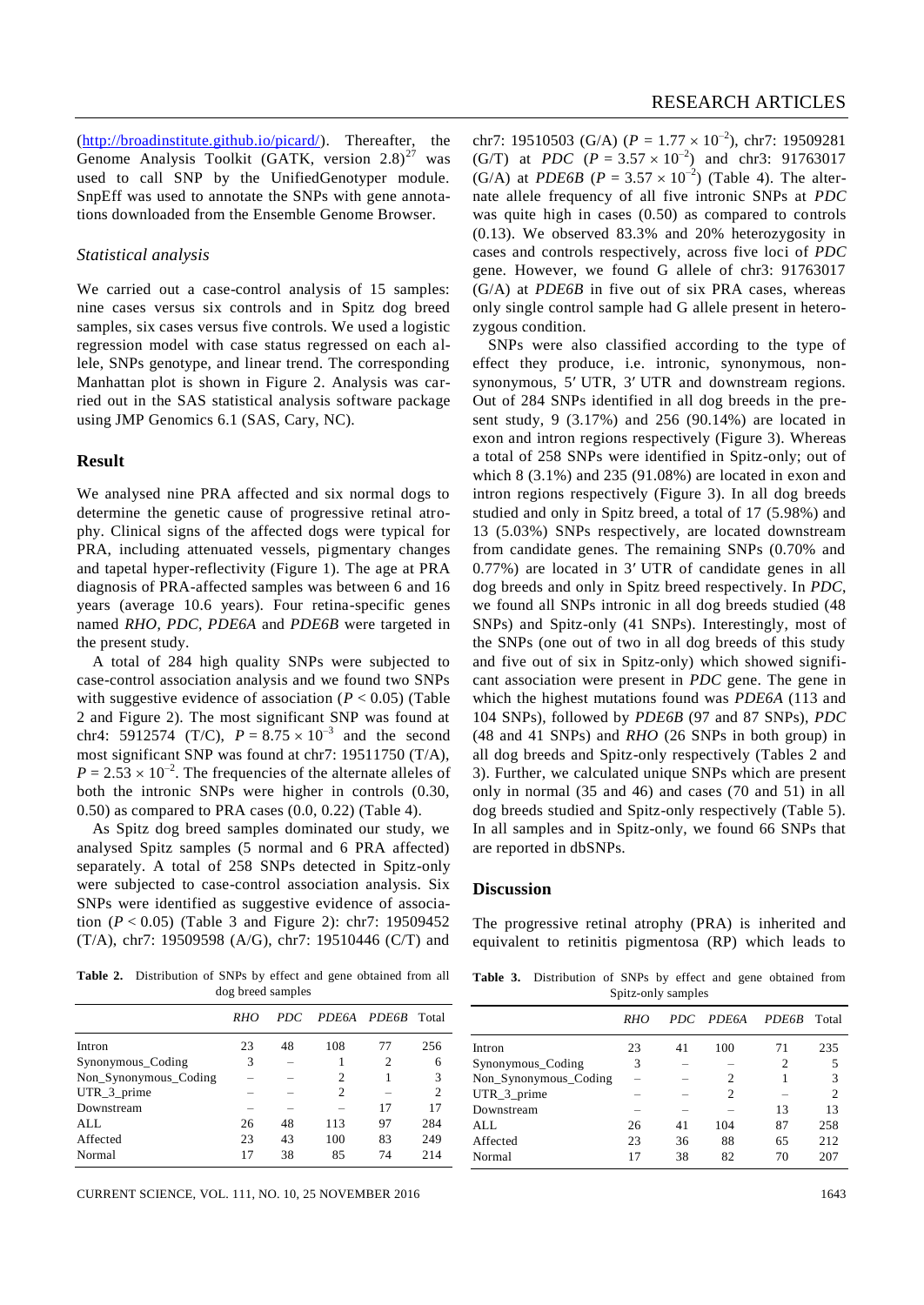(http://broadinstitute.github.io/picard/). Thereafter, the Genome Analysis Toolkit (GATK, version 2.8)[27] was used to call SNP by the UnifiedGenotyper module. SnpEff was used to annotate the SNPs with gene annotations downloaded from the Ensemble Genome Browser.

### *Statistical analysis*

We carried out a case-control analysis of 15 samples: nine cases versus six controls and in Spitz dog breed samples, six cases versus five controls. We used a logistic regression model with case status regressed on each allele, SNPs genotype, and linear trend. The corresponding Manhattan plot is shown in Figure 2. Analysis was carried out in the SAS statistical analysis software package using JMP Genomics 6.1 (SAS, Cary, NC).

## Result

We analysed nine PRA affected and six normal dogs to determine the genetic cause of progressive retinal atrophy. Clinical signs of the affected dogs were typical for PRA, including attenuated vessels, pigmentary changes and tapetal hyper-reflectivity (Figure 1). The age at PRA diagnosis of PRA-affected samples was between 6 and 16 years (average 10.6 years). Four retina-specific genes named *RHO*, *PDC*, *PDE6A* and *PDE6B* were targeted in the present study.

A total of 284 high quality SNPs were subjected to case-control association analysis and we found two SNPs with suggestive evidence of association ($P < 0.05$) (Table 2 and Figure 2). The most significant SNP was found at chr4: 5912574 (T/C), $P = 8.75 \times 10^{-3}$ and the second most significant SNP was found at chr7: 19511750 (T/A), $P = 2.53 \times 10^{-2}$. The frequencies of the alternate alleles of both the intronic SNPs were higher in controls (0.30, 0.50) as compared to PRA cases (0.0, 0.22) (Table 4).

As Spitz dog breed samples dominated our study, we analysed Spitz samples (5 normal and 6 PRA affected) separately. A total of 258 SNPs detected in Spitz-only were subjected to case-control association analysis. Six SNPs were identified as suggestive evidence of association ($P < 0.05$) (Table 3 and Figure 2): chr7: 19509452 (T/A), chr7: 19509598 (A/G), chr7: 19510446 (C/T) and chr7: 19510503 (G/A) ($P = 1.77 \times 10^{-2}$), chr7: 19509281 (G/T) at *PDC* ($P = 3.57 \times 10^{-2}$) and chr3: 91763017 (G/A) at *PDE6B* ($P = 3.57 \times 10^{-2}$) (Table 4). The alternate allele frequency of all five intronic SNPs at *PDC* was quite high in cases (0.50) as compared to controls (0.13). We observed 83.3% and 20% heterozygosity in cases and controls respectively, across five loci of *PDC* gene. However, we found G allele of chr3: 91763017 (G/A) at *PDE6B* in five out of six PRA cases, whereas only single control sample had G allele present in heterozygous condition.

SNPs were also classified according to the type of effect they produce, i.e. intronic, synonymous, non-synonymous, 5′ UTR, 3′ UTR and downstream regions. Out of 284 SNPs identified in all dog breeds in the present study, 9 (3.17%) and 256 (90.14%) are located in exon and intron regions respectively (Figure 3). Whereas a total of 258 SNPs were identified in Spitz-only; out of which 8 (3.1%) and 235 (91.08%) are located in exon and intron regions respectively (Figure 3). In all dog breeds studied and only in Spitz breed, a total of 17 (5.98%) and 13 (5.03%) SNPs respectively, are located downstream from candidate genes. The remaining SNPs (0.70% and 0.77%) are located in 3′ UTR of candidate genes in all dog breeds and only in Spitz breed respectively. In *PDC*, we found all SNPs intronic in all dog breeds studied (48 SNPs) and Spitz-only (41 SNPs). Interestingly, most of the SNPs (one out of two in all dog breeds of this study and five out of six in Spitz-only) which showed significant association were present in *PDC* gene. The gene in which the highest mutations found was *PDE6A* (113 and 104 SNPs), followed by *PDE6B* (97 and 87 SNPs), *PDC* (48 and 41 SNPs) and *RHO* (26 SNPs in both group) in all dog breeds and Spitz-only respectively (Tables 2 and 3). Further, we calculated unique SNPs which are present only in normal (35 and 46) and cases (70 and 51) in all dog breeds studied and Spitz-only respectively (Table 5). In all samples and in Spitz-only, we found 66 SNPs that are reported in dbSNPs.

## Discussion

The progressive retinal atrophy (PRA) is inherited and equivalent to retinitis pigmentosa (RP) which leads to

**Table 2.** Distribution of SNPs by effect and gene obtained from all dog breed samples

| | *RHO* | *PDC* | *PDE6A* | *PDE6B* | Total |
|---|---|---|---|---|---|
| Intron | 23 | 48 | 108 | 77 | 256 |
| Synonymous_Coding | 3 | – | 1 | 2 | 6 |
| Non_Synonymous_Coding | – | – | 2 | 1 | 3 |
| UTR_3_prime | – | – | 2 | – | 2 |
| Downstream | – | – | – | 17 | 17 |
| ALL | 26 | 48 | 113 | 97 | 284 |
| Affected | 23 | 43 | 100 | 83 | 249 |
| Normal | 17 | 38 | 85 | 74 | 214 |

**Table 3.** Distribution of SNPs by effect and gene obtained from Spitz-only samples

| | *RHO* | *PDC* | *PDE6A* | *PDE6B* | Total |
|---|---|---|---|---|---|
| Intron | 23 | 41 | 100 | 71 | 235 |
| Synonymous_Coding | 3 | – | – | 2 | 5 |
| Non_Synonymous_Coding | – | – | 2 | 1 | 3 |
| UTR_3_prime | – | – | 2 | – | 2 |
| Downstream | – | – | – | 13 | 13 |
| ALL | 26 | 41 | 104 | 87 | 258 |
| Affected | 23 | 36 | 88 | 65 | 212 |
| Normal | 17 | 38 | 82 | 70 | 207 |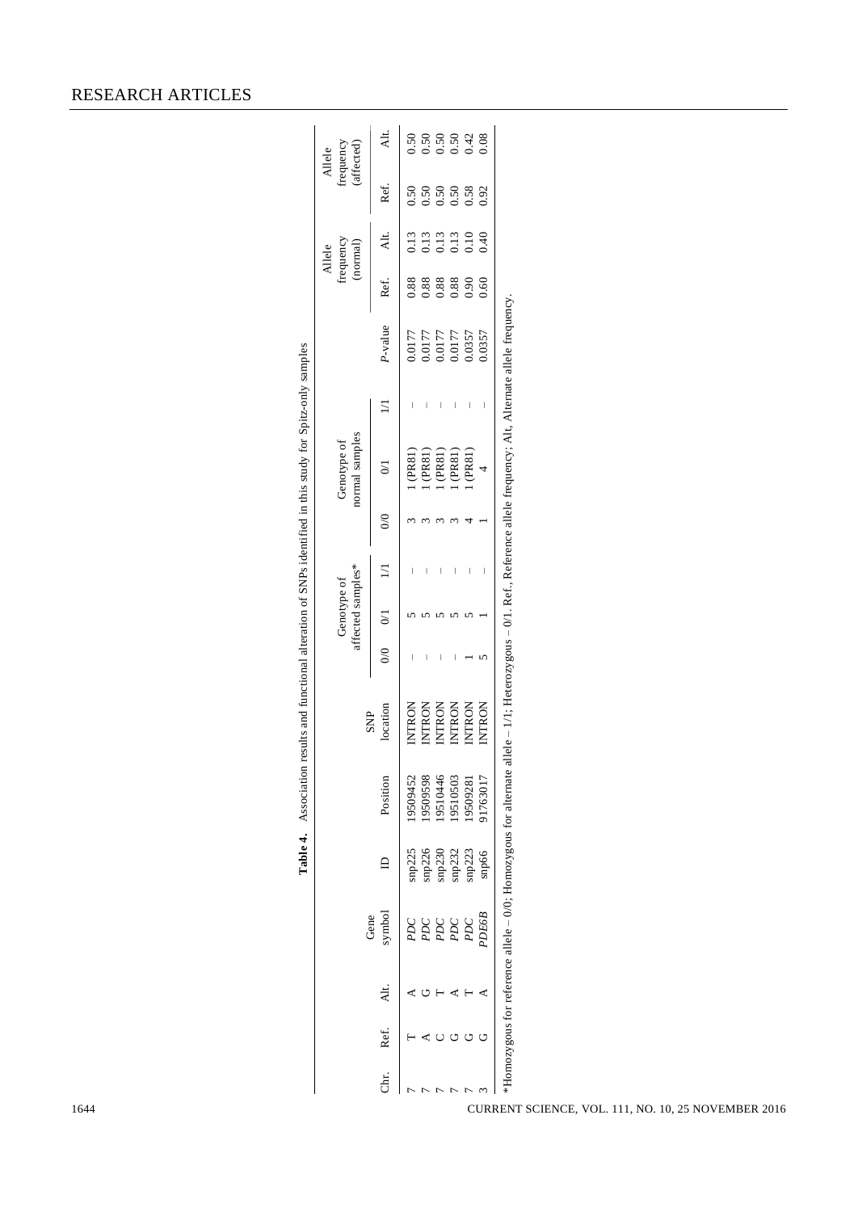**Table 4.** Association results and functional alteration of SNPs identified in this study for Spitz-only samples

| Chr. | Ref. | Alt. | Gene symbol | ID | Position | SNP location | Genotype of affected samples* | | | Genotype of normal samples | | | *P*-value | Allele frequency (normal) | | Allele frequency (affected) | |
|---|---|---|---|---|---|---|---|---|---|---|---|---|---|---|---|---|---|
| | | | | | | | 0/0 | 0/1 | 1/1 | 0/0 | 0/1 | 1/1 | | Ref. | Alt. | Ref. | Alt. |
| 7 | T | A | *PDC* | snp225 | 19509452 | INTRON | – | 5 | – | 3 | 1 (PR81) | – | 0.0177 | 0.88 | 0.13 | 0.50 | 0.50 |
| 7 | A | G | *PDC* | snp226 | 19509598 | INTRON | – | 5 | – | 3 | 1 (PR81) | – | 0.0177 | 0.88 | 0.13 | 0.50 | 0.50 |
| 7 | C | T | *PDC* | snp230 | 19510446 | INTRON | – | 5 | – | 3 | 1 (PR81) | – | 0.0177 | 0.88 | 0.13 | 0.50 | 0.50 |
| 7 | G | A | *PDC* | snp232 | 19510503 | INTRON | – | 5 | – | 3 | 1 (PR81) | – | 0.0177 | 0.88 | 0.13 | 0.50 | 0.50 |
| 7 | G | T | *PDC* | snp223 | 19509281 | INTRON | 1 | 5 | – | 4 | 1 (PR81) | – | 0.0357 | 0.90 | 0.10 | 0.58 | 0.42 |
| 3 | G | A | *PDE6B* | snp66 | 91763017 | INTRON | 5 | 1 | – | 1 | 4 | – | 0.0357 | 0.60 | 0.40 | 0.92 | 0.08 |

*Homozygous for reference allele – 0/0; Homozygous for alternate allele – 1/1; Heterozygous – 0/1. Ref., Reference allele frequency; Alt, Alternate allele frequency.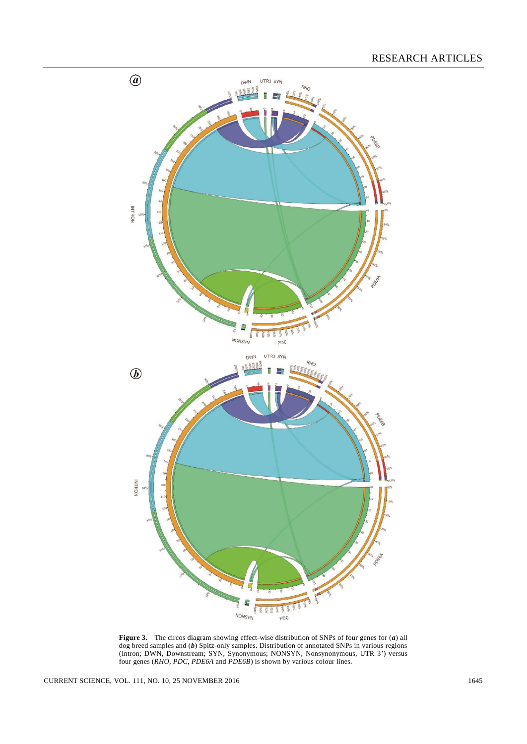**Figure 3.** The circos diagram showing effect-wise distribution of SNPs of four genes for (***a***) all dog breed samples and (***b***) Spitz-only samples. Distribution of annotated SNPs in various regions (Intron; DWN, Downstream; SYN, Synonymous; NONSYN, Nonsynonymous, UTR 3′) versus four genes (*RHO*, *PDC*, *PDE6A* and *PDE6B*) is shown by various colour lines.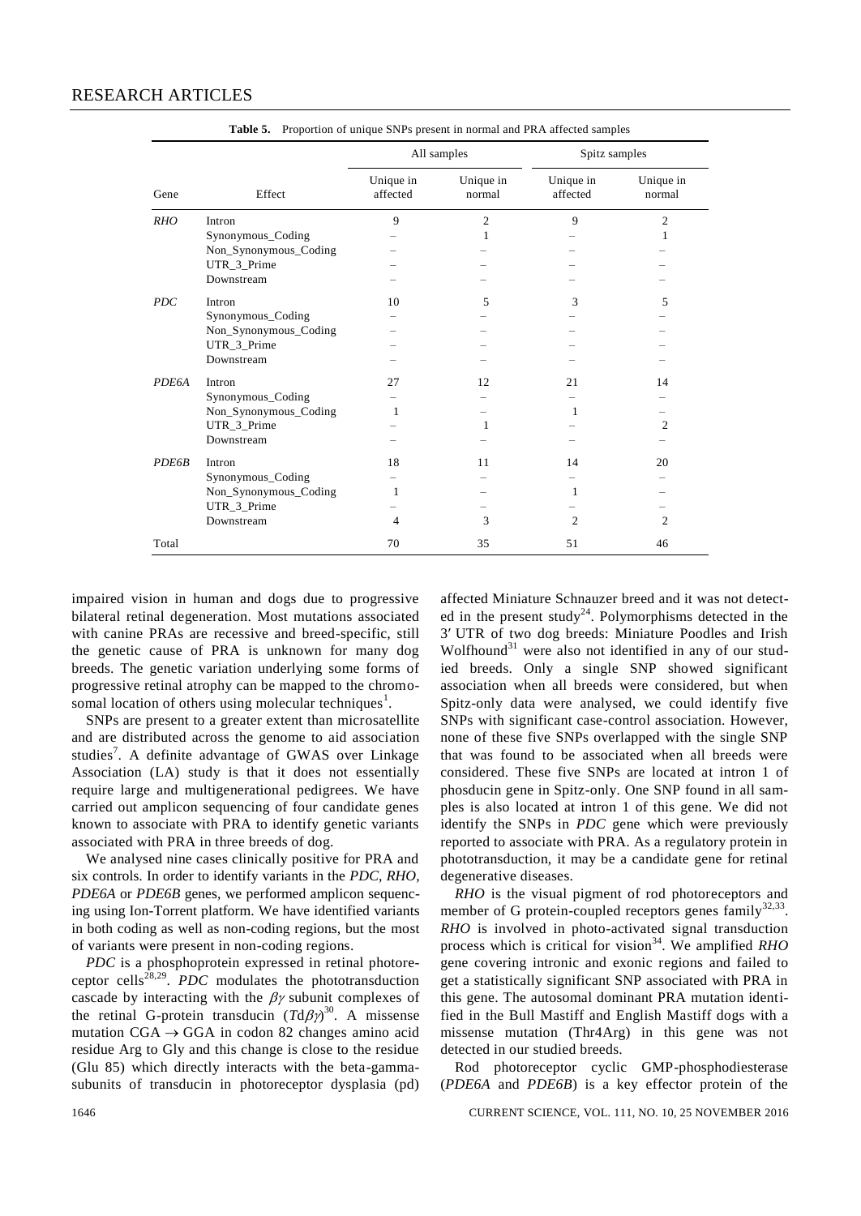**Table 5.** Proportion of unique SNPs present in normal and PRA affected samples

| Gene | Effect | All samples | | Spitz samples | |
|---|---|---|---|---|---|
| | | Unique in affected | Unique in normal | Unique in affected | Unique in normal |
| *RHO* | Intron | 9 | 2 | 9 | 2 |
| | Synonymous_Coding | – | 1 | – | 1 |
| | Non_Synonymous_Coding | – | – | – | – |
| | UTR_3_Prime | – | – | – | – |
| | Downstream | – | – | – | – |
| *PDC* | Intron | 10 | 5 | 3 | 5 |
| | Synonymous_Coding | – | – | – | – |
| | Non_Synonymous_Coding | – | – | – | – |
| | UTR_3_Prime | – | – | – | – |
| | Downstream | – | – | – | – |
| *PDE6A* | Intron | 27 | 12 | 21 | 14 |
| | Synonymous_Coding | – | – | – | – |
| | Non_Synonymous_Coding | 1 | – | 1 | – |
| | UTR_3_Prime | – | 1 | – | 2 |
| | Downstream | – | – | – | – |
| *PDE6B* | Intron | 18 | 11 | 14 | 20 |
| | Synonymous_Coding | – | – | – | – |
| | Non_Synonymous_Coding | 1 | – | 1 | – |
| | UTR_3_Prime | – | – | – | – |
| | Downstream | 4 | 3 | 2 | 2 |
| Total | | 70 | 35 | 51 | 46 |

impaired vision in human and dogs due to progressive bilateral retinal degeneration. Most mutations associated with canine PRAs are recessive and breed-specific, still the genetic cause of PRA is unknown for many dog breeds. The genetic variation underlying some forms of progressive retinal atrophy can be mapped to the chromosomal location of others using molecular techniques[1].

SNPs are present to a greater extent than microsatellite and are distributed across the genome to aid association studies[7]. A definite advantage of GWAS over Linkage Association (LA) study is that it does not essentially require large and multigenerational pedigrees. We have carried out amplicon sequencing of four candidate genes known to associate with PRA to identify genetic variants associated with PRA in three breeds of dog.

We analysed nine cases clinically positive for PRA and six controls. In order to identify variants in the *PDC*, *RHO*, *PDE6A* or *PDE6B* genes, we performed amplicon sequencing using Ion-Torrent platform. We have identified variants in both coding as well as non-coding regions, but the most of variants were present in non-coding regions.

*PDC* is a phosphoprotein expressed in retinal photoreceptor cells[28,29]. *PDC* modulates the phototransduction cascade by interacting with the $\beta\gamma$ subunit complexes of the retinal G-protein transducin ($Td\beta\gamma$)[30]. A missense mutation CGA $\rightarrow$ GGA in codon 82 changes amino acid residue Arg to Gly and this change is close to the residue (Glu 85) which directly interacts with the beta-gamma-subunits of transducin in photoreceptor dysplasia (pd) affected Miniature Schnauzer breed and it was not detected in the present study[24]. Polymorphisms detected in the 3′ UTR of two dog breeds: Miniature Poodles and Irish Wolfhound[31] were also not identified in any of our studied breeds. Only a single SNP showed significant association when all breeds were considered, but when Spitz-only data were analysed, we could identify five SNPs with significant case-control association. However, none of these five SNPs overlapped with the single SNP that was found to be associated when all breeds were considered. These five SNPs are located at intron 1 of phosducin gene in Spitz-only. One SNP found in all samples is also located at intron 1 of this gene. We did not identify the SNPs in *PDC* gene which were previously reported to associate with PRA. As a regulatory protein in phototransduction, it may be a candidate gene for retinal degenerative diseases.

*RHO* is the visual pigment of rod photoreceptors and member of G protein-coupled receptors genes family[32,33]. *RHO* is involved in photo-activated signal transduction process which is critical for vision[34]. We amplified *RHO* gene covering intronic and exonic regions and failed to get a statistically significant SNP associated with PRA in this gene. The autosomal dominant PRA mutation identified in the Bull Mastiff and English Mastiff dogs with a missense mutation (Thr4Arg) in this gene was not detected in our studied breeds.

Rod photoreceptor cyclic GMP-phosphodiesterase (*PDE6A* and *PDE6B*) is a key effector protein of the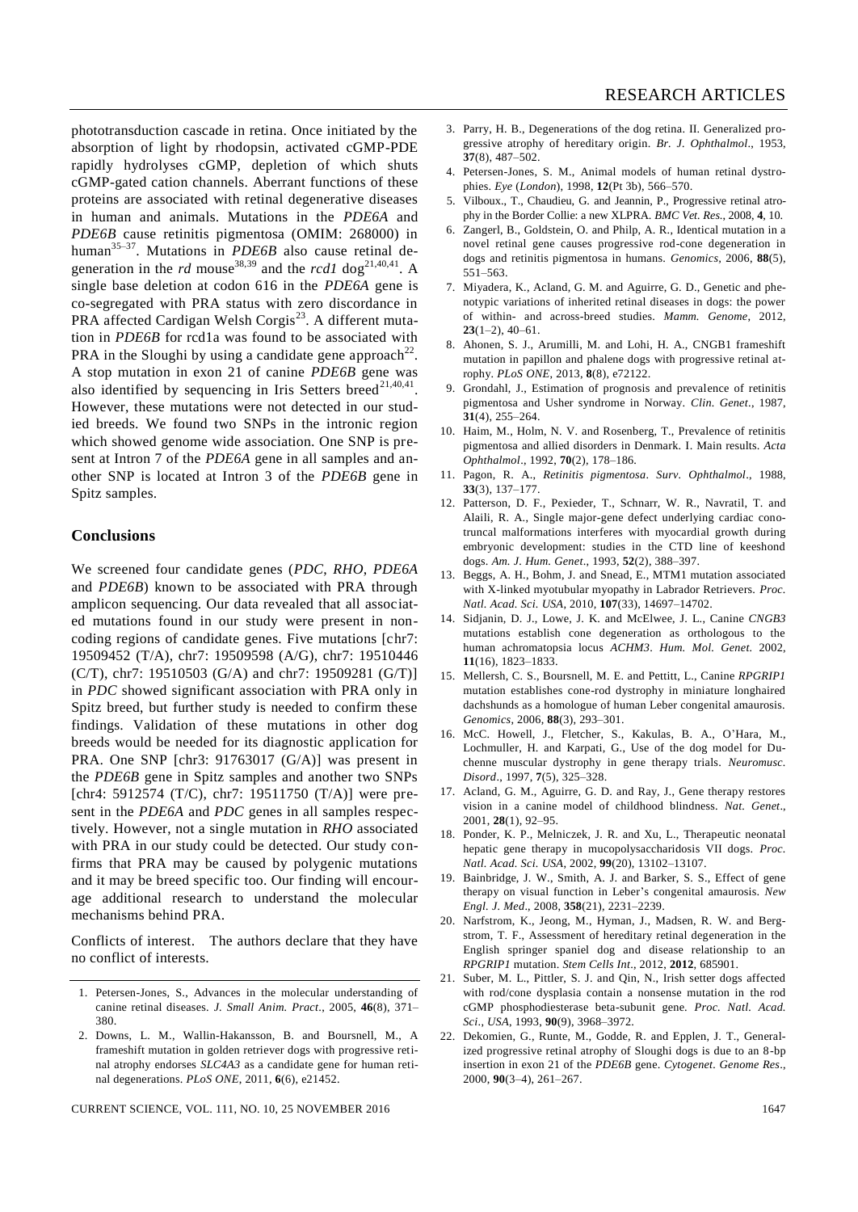phototransduction cascade in retina. Once initiated by the absorption of light by rhodopsin, activated cGMP-PDE rapidly hydrolyses cGMP, depletion of which shuts cGMP-gated cation channels. Aberrant functions of these proteins are associated with retinal degenerative diseases in human and animals. Mutations in the *PDE6A* and *PDE6B* cause retinitis pigmentosa (OMIM: 268000) in human[35–37]. Mutations in *PDE6B* also cause retinal degeneration in the *rd* mouse[38,39] and the *rcd1* dog[21,40,41]. A single base deletion at codon 616 in the *PDE6A* gene is co-segregated with PRA status with zero discordance in PRA affected Cardigan Welsh Corgis[23]. A different mutation in *PDE6B* for rcd1a was found to be associated with PRA in the Sloughi by using a candidate gene approach[22]. A stop mutation in exon 21 of canine *PDE6B* gene was also identified by sequencing in Iris Setters breed[21,40,41]. However, these mutations were not detected in our studied breeds. We found two SNPs in the intronic region which showed genome wide association. One SNP is present at Intron 7 of the *PDE6A* gene in all samples and another SNP is located at Intron 3 of the *PDE6B* gene in Spitz samples.

## Conclusions

We screened four candidate genes (*PDC*, *RHO*, *PDE6A* and *PDE6B*) known to be associated with PRA through amplicon sequencing. Our data revealed that all associated mutations found in our study were present in non-coding regions of candidate genes. Five mutations [chr7: 19509452 (T/A), chr7: 19509598 (A/G), chr7: 19510446 (C/T), chr7: 19510503 (G/A) and chr7: 19509281 (G/T)] in *PDC* showed significant association with PRA only in Spitz breed, but further study is needed to confirm these findings. Validation of these mutations in other dog breeds would be needed for its diagnostic application for PRA. One SNP [chr3: 91763017 (G/A)] was present in the *PDE6B* gene in Spitz samples and another two SNPs [chr4: 5912574 (T/C), chr7: 19511750 (T/A)] were present in the *PDE6A* and *PDC* genes in all samples respectively. However, not a single mutation in *RHO* associated with PRA in our study could be detected. Our study confirms that PRA may be caused by polygenic mutations and it may be breed specific too. Our finding will encourage additional research to understand the molecular mechanisms behind PRA.

Conflicts of interest. The authors declare that they have no conflict of interests.

1. Petersen-Jones, S., Advances in the molecular understanding of canine retinal diseases. *J. Small Anim. Pract*., 2005, **46**(8), 371–380.
2. Downs, L. M., Wallin-Hakansson, B. and Boursnell, M., A frameshift mutation in golden retriever dogs with progressive retinal atrophy endorses *SLC4A3* as a candidate gene for human retinal degenerations. *PLoS ONE*, 2011, **6**(6), e21452.
3. Parry, H. B., Degenerations of the dog retina. II. Generalized progressive atrophy of hereditary origin. *Br. J. Ophthalmol*., 1953, **37**(8), 487–502.
4. Petersen-Jones, S. M., Animal models of human retinal dystrophies. *Eye* (*London*), 1998, **12**(Pt 3b), 566–570.
5. Vilboux., T., Chaudieu, G. and Jeannin, P., Progressive retinal atrophy in the Border Collie: a new XLPRA. *BMC Vet. Res*., 2008, **4**, 10.
6. Zangerl, B., Goldstein, O. and Philp, A. R., Identical mutation in a novel retinal gene causes progressive rod-cone degeneration in dogs and retinitis pigmentosa in humans. *Genomics*, 2006, **88**(5), 551–563.
7. Miyadera, K., Acland, G. M. and Aguirre, G. D., Genetic and phenotypic variations of inherited retinal diseases in dogs: the power of within- and across-breed studies. *Mamm. Genome*, 2012, **23**(1–2), 40–61.
8. Ahonen, S. J., Arumilli, M. and Lohi, H. A., CNGB1 frameshift mutation in papillon and phalene dogs with progressive retinal atrophy. *PLoS ONE*, 2013, **8**(8), e72122.
9. Grondahl, J., Estimation of prognosis and prevalence of retinitis pigmentosa and Usher syndrome in Norway. *Clin. Genet*., 1987, **31**(4), 255–264.
10. Haim, M., Holm, N. V. and Rosenberg, T., Prevalence of retinitis pigmentosa and allied disorders in Denmark. I. Main results. *Acta Ophthalmol*., 1992, **70**(2), 178–186.
11. Pagon, R. A., *Retinitis pigmentosa*. *Surv. Ophthalmol*., 1988, **33**(3), 137–177.
12. Patterson, D. F., Pexieder, T., Schnarr, W. R., Navratil, T. and Alaili, R. A., Single major-gene defect underlying cardiac conotruncal malformations interferes with myocardial growth during embryonic development: studies in the CTD line of keeshond dogs. *Am. J. Hum. Genet*., 1993, **52**(2), 388–397.
13. Beggs, A. H., Bohm, J. and Snead, E., MTM1 mutation associated with X-linked myotubular myopathy in Labrador Retrievers. *Proc. Natl. Acad. Sci. USA*, 2010, **107**(33), 14697–14702.
14. Sidjanin, D. J., Lowe, J. K. and McElwee, J. L., Canine *CNGB3* mutations establish cone degeneration as orthologous to the human achromatopsia locus *ACHM3*. *Hum. Mol. Genet.* 2002, **11**(16), 1823–1833.
15. Mellersh, C. S., Boursnell, M. E. and Pettitt, L., Canine *RPGRIP1* mutation establishes cone-rod dystrophy in miniature longhaired dachshunds as a homologue of human Leber congenital amaurosis. *Genomics*, 2006, **88**(3), 293–301.
16. McC. Howell, J., Fletcher, S., Kakulas, B. A., O'Hara, M., Lochmuller, H. and Karpati, G., Use of the dog model for Duchenne muscular dystrophy in gene therapy trials. *Neuromusc. Disord*., 1997, **7**(5), 325–328.
17. Acland, G. M., Aguirre, G. D. and Ray, J., Gene therapy restores vision in a canine model of childhood blindness. *Nat. Genet*., 2001, **28**(1), 92–95.
18. Ponder, K. P., Melniczek, J. R. and Xu, L., Therapeutic neonatal hepatic gene therapy in mucopolysaccharidosis VII dogs. *Proc. Natl. Acad. Sci. USA*, 2002, **99**(20), 13102–13107.
19. Bainbridge, J. W., Smith, A. J. and Barker, S. S., Effect of gene therapy on visual function in Leber's congenital amaurosis. *New Engl. J. Med*., 2008, **358**(21), 2231–2239.
20. Narfstrom, K., Jeong, M., Hyman, J., Madsen, R. W. and Bergstrom, T. F., Assessment of hereditary retinal degeneration in the English springer spaniel dog and disease relationship to an *RPGRIP1* mutation. *Stem Cells Int*., 2012, **2012**, 685901.
21. Suber, M. L., Pittler, S. J. and Qin, N., Irish setter dogs affected with rod/cone dysplasia contain a nonsense mutation in the rod cGMP phosphodiesterase beta-subunit gene. *Proc. Natl. Acad. Sci*., *USA*, 1993, **90**(9), 3968–3972.
22. Dekomien, G., Runte, M., Godde, R. and Epplen, J. T., Generalized progressive retinal atrophy of Sloughi dogs is due to an 8-bp insertion in exon 21 of the *PDE6B* gene. *Cytogenet. Genome Res*., 2000, **90**(3–4), 261–267.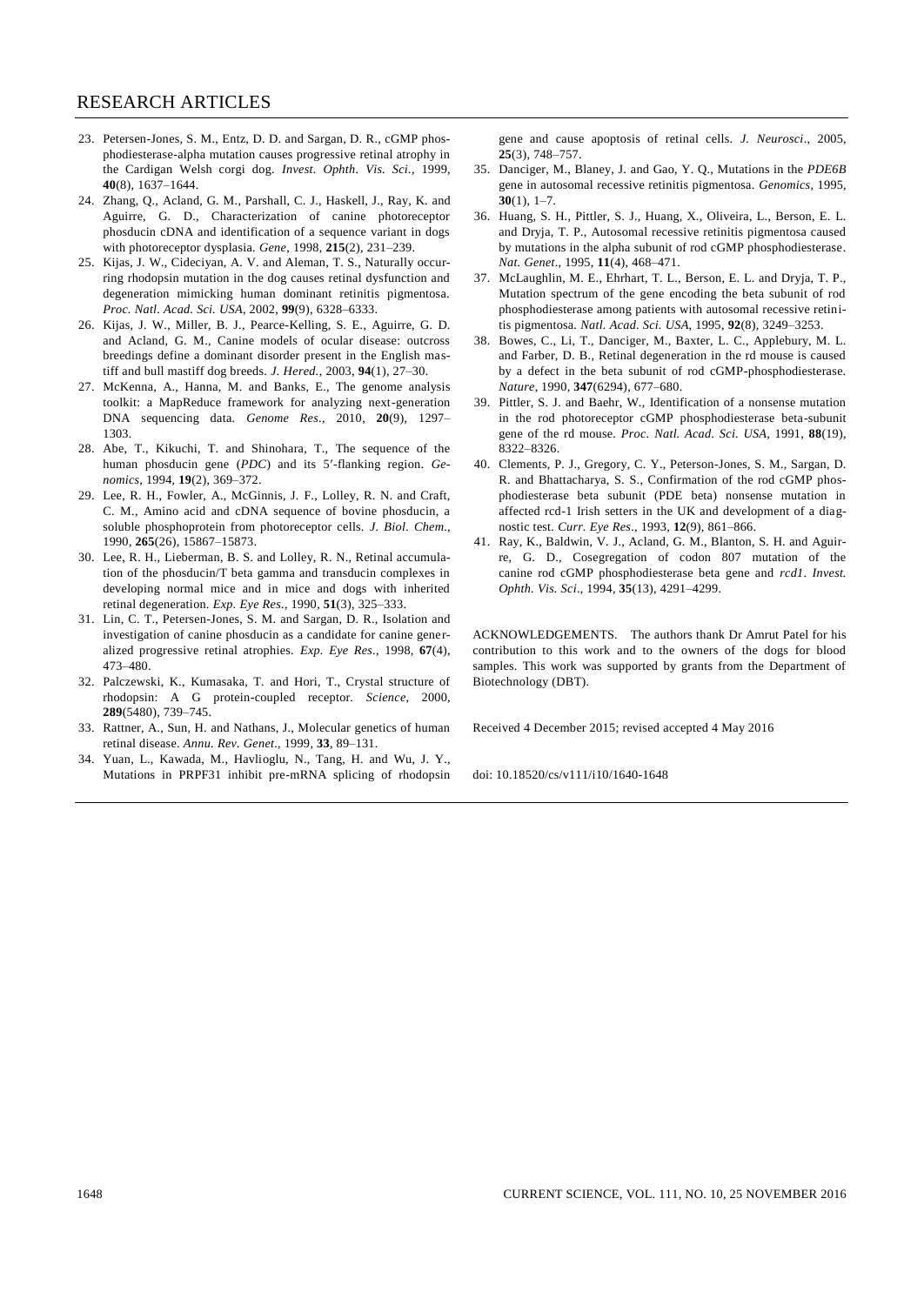23. Petersen-Jones, S. M., Entz, D. D. and Sargan, D. R., cGMP phosphodiesterase-alpha mutation causes progressive retinal atrophy in the Cardigan Welsh corgi dog. *Invest. Ophth. Vis. Sci.*, 1999, **40**(8), 1637–1644.
24. Zhang, Q., Acland, G. M., Parshall, C. J., Haskell, J., Ray, K. and Aguirre, G. D., Characterization of canine photoreceptor phosducin cDNA and identification of a sequence variant in dogs with photoreceptor dysplasia. *Gene*, 1998, **215**(2), 231–239.
25. Kijas, J. W., Cideciyan, A. V. and Aleman, T. S., Naturally occurring rhodopsin mutation in the dog causes retinal dysfunction and degeneration mimicking human dominant retinitis pigmentosa. *Proc. Natl. Acad. Sci. USA*, 2002, **99**(9), 6328–6333.
26. Kijas, J. W., Miller, B. J., Pearce-Kelling, S. E., Aguirre, G. D. and Acland, G. M., Canine models of ocular disease: outcross breedings define a dominant disorder present in the English mastiff and bull mastiff dog breeds. *J. Hered.*, 2003, **94**(1), 27–30.
27. McKenna, A., Hanna, M. and Banks, E., The genome analysis toolkit: a MapReduce framework for analyzing next-generation DNA sequencing data. *Genome Res.*, 2010, **20**(9), 1297–1303.
28. Abe, T., Kikuchi, T. and Shinohara, T., The sequence of the human phosducin gene (*PDC*) and its 5′-flanking region. *Genomics*, 1994, **19**(2), 369–372.
29. Lee, R. H., Fowler, A., McGinnis, J. F., Lolley, R. N. and Craft, C. M., Amino acid and cDNA sequence of bovine phosducin, a soluble phosphoprotein from photoreceptor cells. *J. Biol. Chem.*, 1990, **265**(26), 15867–15873.
30. Lee, R. H., Lieberman, B. S. and Lolley, R. N., Retinal accumulation of the phosducin/T beta gamma and transducin complexes in developing normal mice and in mice and dogs with inherited retinal degeneration. *Exp. Eye Res.*, 1990, **51**(3), 325–333.
31. Lin, C. T., Petersen-Jones, S. M. and Sargan, D. R., Isolation and investigation of canine phosducin as a candidate for canine generalized progressive retinal atrophies. *Exp. Eye Res.*, 1998, **67**(4), 473–480.
32. Palczewski, K., Kumasaka, T. and Hori, T., Crystal structure of rhodopsin: A G protein-coupled receptor. *Science*, 2000, **289**(5480), 739–745.
33. Rattner, A., Sun, H. and Nathans, J., Molecular genetics of human retinal disease. *Annu. Rev. Genet.*, 1999, **33**, 89–131.
34. Yuan, L., Kawada, M., Havlioglu, N., Tang, H. and Wu, J. Y., Mutations in PRPF31 inhibit pre-mRNA splicing of rhodopsin gene and cause apoptosis of retinal cells. *J. Neurosci.*, 2005, **25**(3), 748–757.
35. Danciger, M., Blaney, J. and Gao, Y. Q., Mutations in the *PDE6B* gene in autosomal recessive retinitis pigmentosa. *Genomics*, 1995, **30**(1), 1–7.
36. Huang, S. H., Pittler, S. J., Huang, X., Oliveira, L., Berson, E. L. and Dryja, T. P., Autosomal recessive retinitis pigmentosa caused by mutations in the alpha subunit of rod cGMP phosphodiesterase. *Nat. Genet.*, 1995, **11**(4), 468–471.
37. McLaughlin, M. E., Ehrhart, T. L., Berson, E. L. and Dryja, T. P., Mutation spectrum of the gene encoding the beta subunit of rod phosphodiesterase among patients with autosomal recessive retinitis pigmentosa. *Natl. Acad. Sci. USA*, 1995, **92**(8), 3249–3253.
38. Bowes, C., Li, T., Danciger, M., Baxter, L. C., Applebury, M. L. and Farber, D. B., Retinal degeneration in the rd mouse is caused by a defect in the beta subunit of rod cGMP-phosphodiesterase. *Nature*, 1990, **347**(6294), 677–680.
39. Pittler, S. J. and Baehr, W., Identification of a nonsense mutation in the rod photoreceptor cGMP phosphodiesterase beta-subunit gene of the rd mouse. *Proc. Natl. Acad. Sci. USA*, 1991, **88**(19), 8322–8326.
40. Clements, P. J., Gregory, C. Y., Peterson-Jones, S. M., Sargan, D. R. and Bhattacharya, S. S., Confirmation of the rod cGMP phosphodiesterase beta subunit (PDE beta) nonsense mutation in affected rcd-1 Irish setters in the UK and development of a diagnostic test. *Curr. Eye Res.*, 1993, **12**(9), 861–866.
41. Ray, K., Baldwin, V. J., Acland, G. M., Blanton, S. H. and Aguirre, G. D., Cosegregation of codon 807 mutation of the canine rod cGMP phosphodiesterase beta gene and *rcd1*. *Invest. Ophth. Vis. Sci.*, 1994, **35**(13), 4291–4299.

ACKNOWLEDGEMENTS. The authors thank Dr Amrut Patel for his contribution to this work and to the owners of the dogs for blood samples. This work was supported by grants from the Department of Biotechnology (DBT).

Received 4 December 2015; revised accepted 4 May 2016

doi: 10.18520/cs/v111/i10/1640-1648